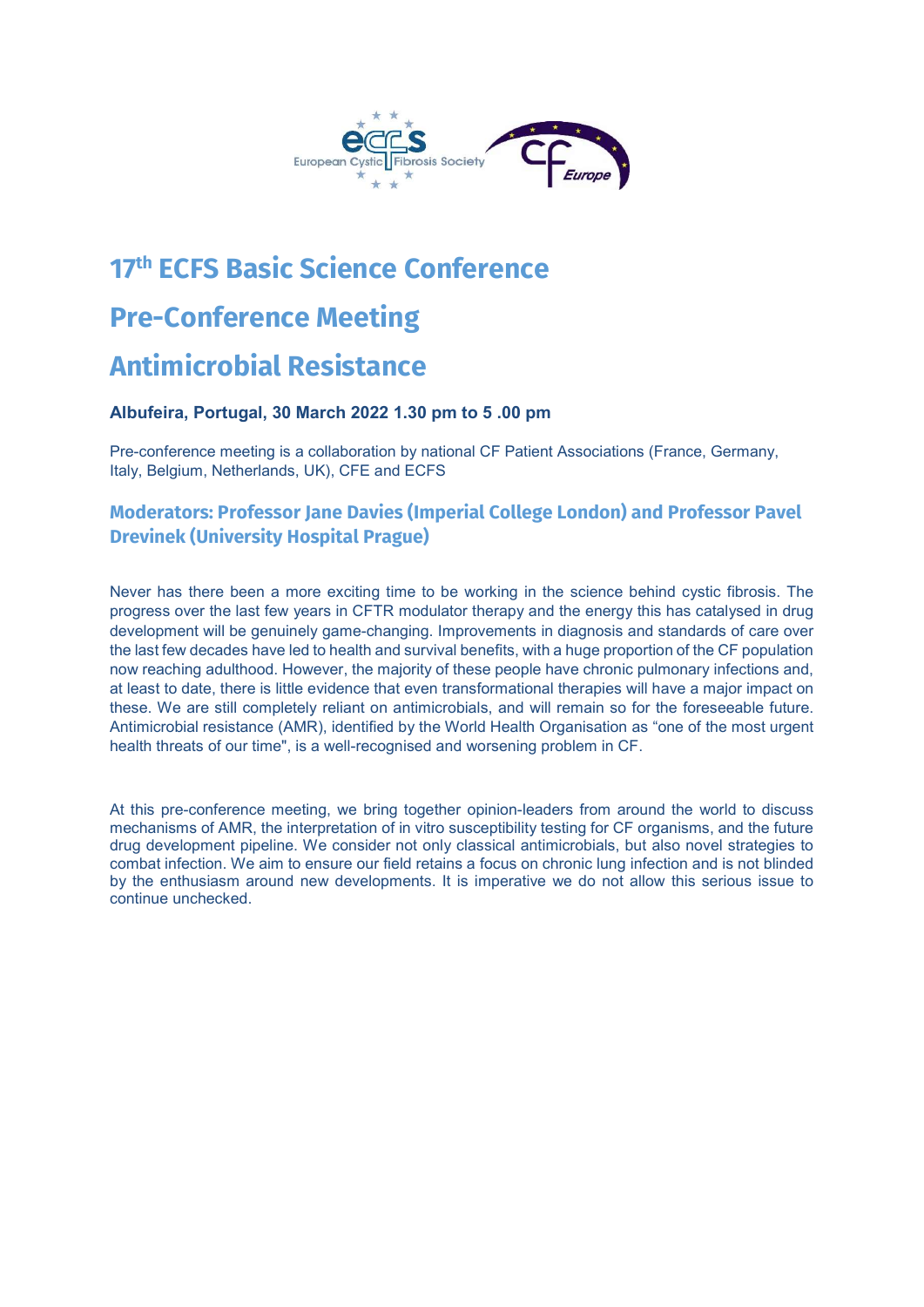# 17th ECFS Basic Science Conference

# Pre-Conference Meeting

# Antimicrobial Resistance

**Albufeira, Portugal, 30 March 2022 1.30 pm to 5 .00 pm**

Pre-conference meeting is a collaboration by national CF Patient Associations (France, Germany, Italy, Belgium, Netherlands, UK), CFE and ECFS

### Moderators: Professor Jane Davies (Imperial College London) and Professor Pavel Drevinek (University Hospital Prague)

Never has there been a more exciting time to be working in the science behind cystic fibrosis. The progress over the last few years in CFTR modulator therapy and the energy this has catalysed in drug development will be genuinely game-changing. Improvements in diagnosis and standards of care over the last few decades have led to health and survival benefits, with a huge proportion of the CF population now reaching adulthood. However, the majority of these people have chronic pulmonary infections and, at least to date, there is little evidence that even transformational therapies will have a major impact on these. We are still completely reliant on antimicrobials, and will remain so for the foreseeable future. Antimicrobial resistance (AMR), identified by the World Health Organisation as "one of the most urgent health threats of our time", is a well-recognised and worsening problem in CF.

At this pre-conference meeting, we bring together opinion-leaders from around the world to discuss mechanisms of AMR, the interpretation of in vitro susceptibility testing for CF organisms, and the future drug development pipeline. We consider not only classical antimicrobials, but also novel strategies to combat infection. We aim to ensure our field retains a focus on chronic lung infection and is not blinded by the enthusiasm around new developments. It is imperative we do not allow this serious issue to continue unchecked.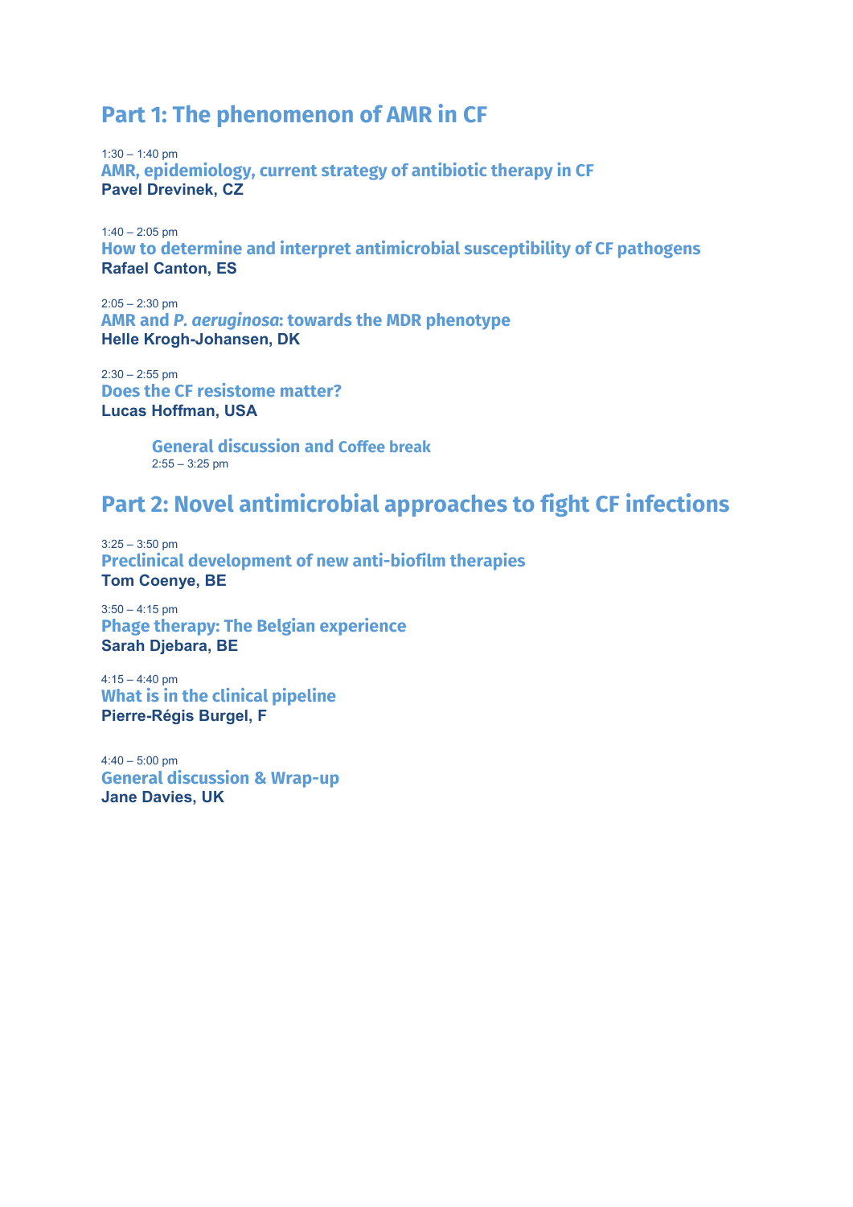## Part 1: The phenomenon of AMR in CF

1:30 – 1:40 pm
**AMR, epidemiology, current strategy of antibiotic therapy in CF**
**Pavel Drevinek, CZ**

1:40 – 2:05 pm
**How to determine and interpret antimicrobial susceptibility of CF pathogens**
**Rafael Canton, ES**

2:05 – 2:30 pm
**AMR and *P. aeruginosa*: towards the MDR phenotype**
**Helle Krogh-Johansen, DK**

2:30 – 2:55 pm
**Does the CF resistome matter?**
**Lucas Hoffman, USA**

**General discussion and Coffee break**
2:55 – 3:25 pm

## Part 2: Novel antimicrobial approaches to fight CF infections

3:25 – 3:50 pm
**Preclinical development of new anti-biofilm therapies**
**Tom Coenye, BE**

3:50 – 4:15 pm
**Phage therapy: The Belgian experience**
**Sarah Djebara, BE**

4:15 – 4:40 pm
**What is in the clinical pipeline**
**Pierre-Régis Burgel, F**

4:40 – 5:00 pm
**General discussion & Wrap-up**
**Jane Davies, UK**